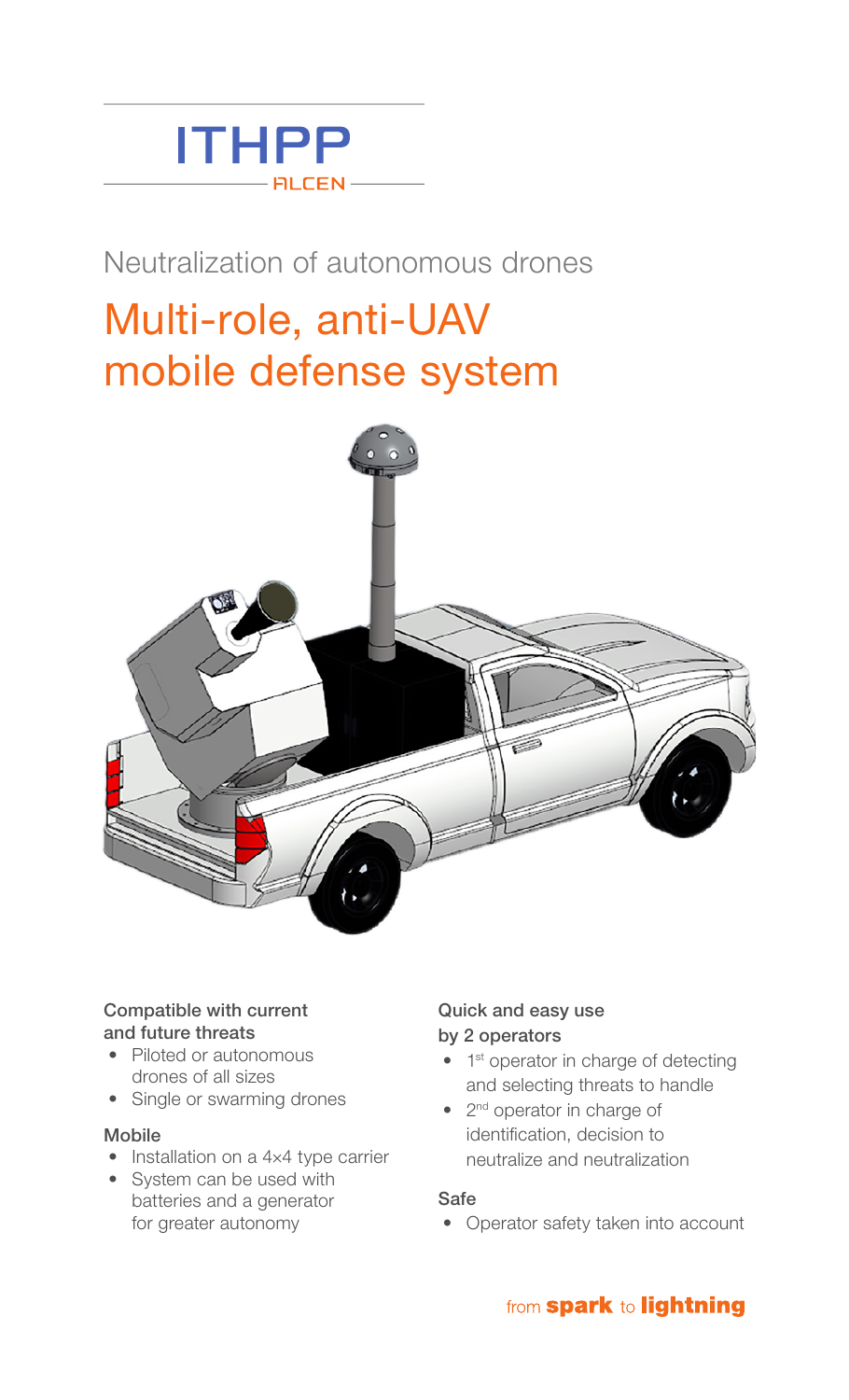ITHPP

ALCEN

Neutralization of autonomous drones

# Multi-role, anti-UAV mobile defense system

**Compatible with current and future threats**

- Piloted or autonomous drones of all sizes
- Single or swarming drones

**Mobile**

- Installation on a 4×4 type carrier
- System can be used with batteries and a generator for greater autonomy

**Quick and easy use by 2 operators**

- 1st operator in charge of detecting and selecting threats to handle
- 2nd operator in charge of identification, decision to neutralize and neutralization

**Safe**

- Operator safety taken into account

from **spark** to **lightning**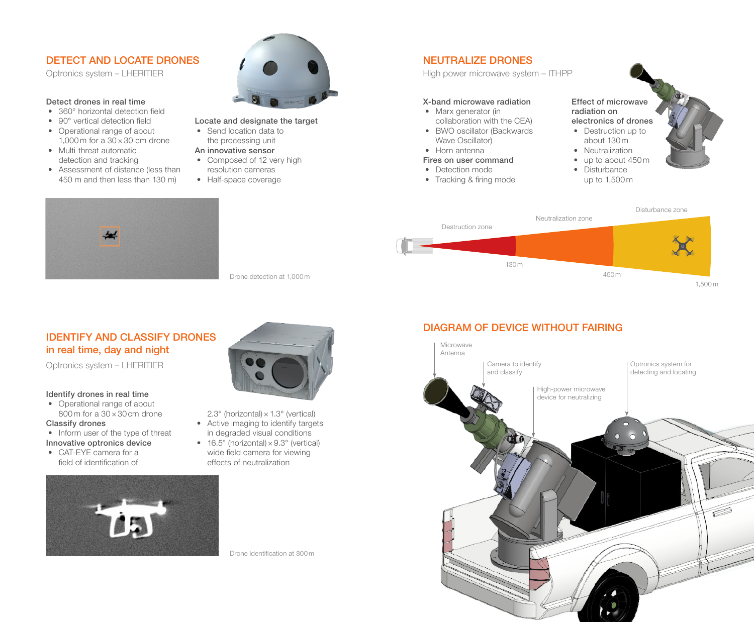## DETECT AND LOCATE DRONES

Optronics system – LHERITIER

**Detect drones in real time**

- 360° horizontal detection field
- 90° vertical detection field
- Operational range of about 1,000 m for a 30 × 30 cm drone
- Multi-threat automatic detection and tracking
- Assessment of distance (less than 450 m and then less than 130 m)

**Locate and designate the target**

- Send location data to the processing unit

**An innovative sensor**

- Composed of 12 very high resolution cameras
- Half-space coverage

Drone detection at 1,000 m

## NEUTRALIZE DRONES

High power microwave system – ITHPP

**X-band microwave radiation**

- Marx generator (in collaboration with the CEA)
- BWO oscillator (Backwards Wave Oscillator)
- Horn antenna

**Fires on user command**

- Detection mode
- Tracking & firing mode

**Effect of microwave radiation on electronics of drones**

- Destruction up to about 130 m
- Neutralization
- up to about 450 m
- Disturbance up to 1,500 m

Destruction zone — Neutralization zone — Disturbance zone

130 m — 450 m — 1,500 m

## IDENTIFY AND CLASSIFY DRONES in real time, day and night

Optronics system – LHERITIER

**Identify drones in real time**

- Operational range of about 800 m for a 30 × 30 cm drone

**Classify drones**

- Inform user of the type of threat

**Innovative optronics device**

- CAT-EYE camera for a field of identification of 2.3° (horizontal) × 1.3° (vertical)
- Active imaging to identify targets in degraded visual conditions
- 16.5° (horizontal) × 9.3° (vertical) wide field camera for viewing effects of neutralization

Drone identification at 800 m

## DIAGRAM OF DEVICE WITHOUT FAIRING

Microwave Antenna

Camera to identify and classify

High-power microwave device for neutralizing

Optronics system for detecting and locating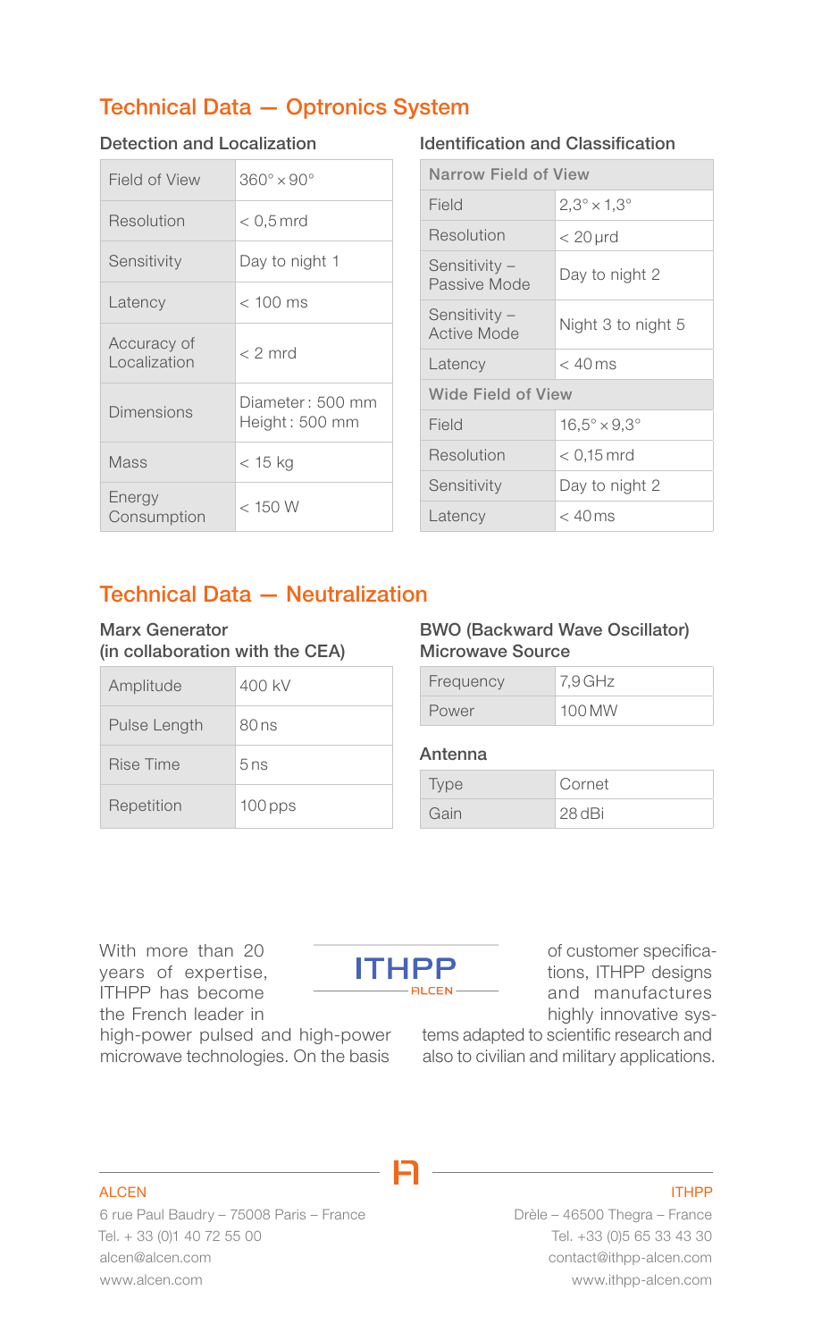## Technical Data — Optronics System

### Detection and Localization

| | |
|---|---|
| Field of View | 360° × 90° |
| Resolution | < 0,5 mrd |
| Sensitivity | Day to night 1 |
| Latency | < 100 ms |
| Accuracy of Localization | < 2 mrd |
| Dimensions | Diameter : 500 mm<br>Height : 500 mm |
| Mass | < 15 kg |
| Energy Consumption | < 150 W |

### Identification and Classification

| | |
|---|---|
| **Narrow Field of View** | |
| Field | 2,3° × 1,3° |
| Resolution | < 20 µrd |
| Sensitivity – Passive Mode | Day to night 2 |
| Sensitivity – Active Mode | Night 3 to night 5 |
| Latency | < 40 ms |
| **Wide Field of View** | |
| Field | 16,5° × 9,3° |
| Resolution | < 0,15 mrd |
| Sensitivity | Day to night 2 |
| Latency | < 40 ms |

## Technical Data — Neutralization

### Marx Generator (in collaboration with the CEA)

| | |
|---|---|
| Amplitude | 400 kV |
| Pulse Length | 80 ns |
| Rise Time | 5 ns |
| Repetition | 100 pps |

### BWO (Backward Wave Oscillator) Microwave Source

| | |
|---|---|
| Frequency | 7,9 GHz |
| Power | 100 MW |

### Antenna

| | |
|---|---|
| Type | Cornet |
| Gain | 28 dBi |

ITHPP
ALCEN

With more than 20 years of expertise, ITHPP has become the French leader in high-power pulsed and high-power microwave technologies. On the basis of customer specifications, ITHPP designs and manufactures highly innovative systems adapted to scientific research and also to civilian and military applications.

**ALCEN**
6 rue Paul Baudry – 75008 Paris – France
Tel. + 33 (0)1 40 72 55 00
alcen@alcen.com
www.alcen.com

**ITHPP**
Drèle – 46500 Thegra – France
Tel. +33 (0)5 65 33 43 30
contact@ithpp-alcen.com
www.ithpp-alcen.com